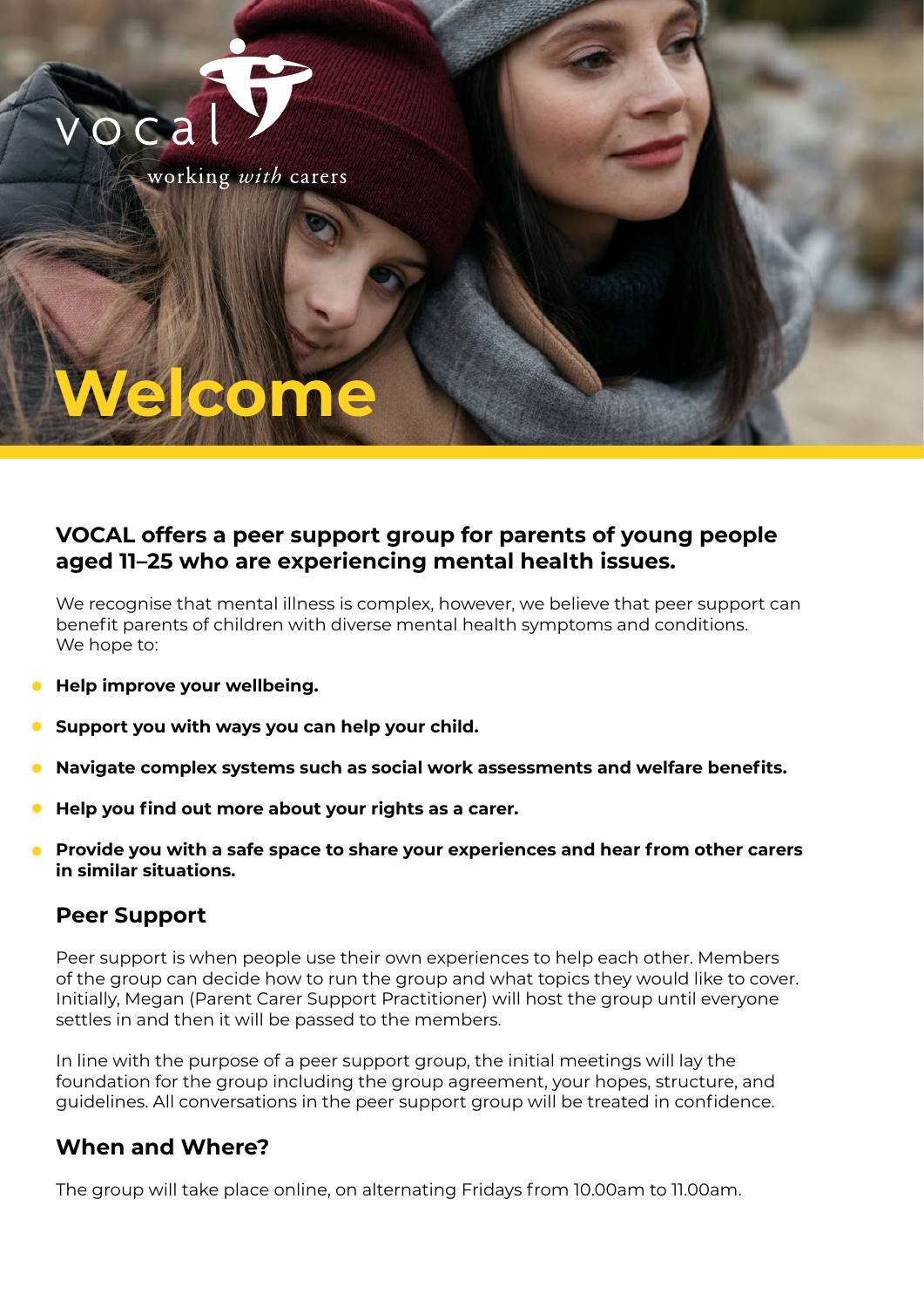vocal

working *with* carers

# Welcome

## VOCAL offers a peer support group for parents of young people aged 11–25 who are experiencing mental health issues.

We recognise that mental illness is complex, however, we believe that peer support can benefit parents of children with diverse mental health symptoms and conditions. We hope to:

- **Help improve your wellbeing.**
- **Support you with ways you can help your child.**
- **Navigate complex systems such as social work assessments and welfare benefits.**
- **Help you find out more about your rights as a carer.**
- **Provide you with a safe space to share your experiences and hear from other carers in similar situations.**

## Peer Support

Peer support is when people use their own experiences to help each other. Members of the group can decide how to run the group and what topics they would like to cover. Initially, Megan (Parent Carer Support Practitioner) will host the group until everyone settles in and then it will be passed to the members.

In line with the purpose of a peer support group, the initial meetings will lay the foundation for the group including the group agreement, your hopes, structure, and guidelines. All conversations in the peer support group will be treated in confidence.

## When and Where?

The group will take place online, on alternating Fridays from 10.00am to 11.00am.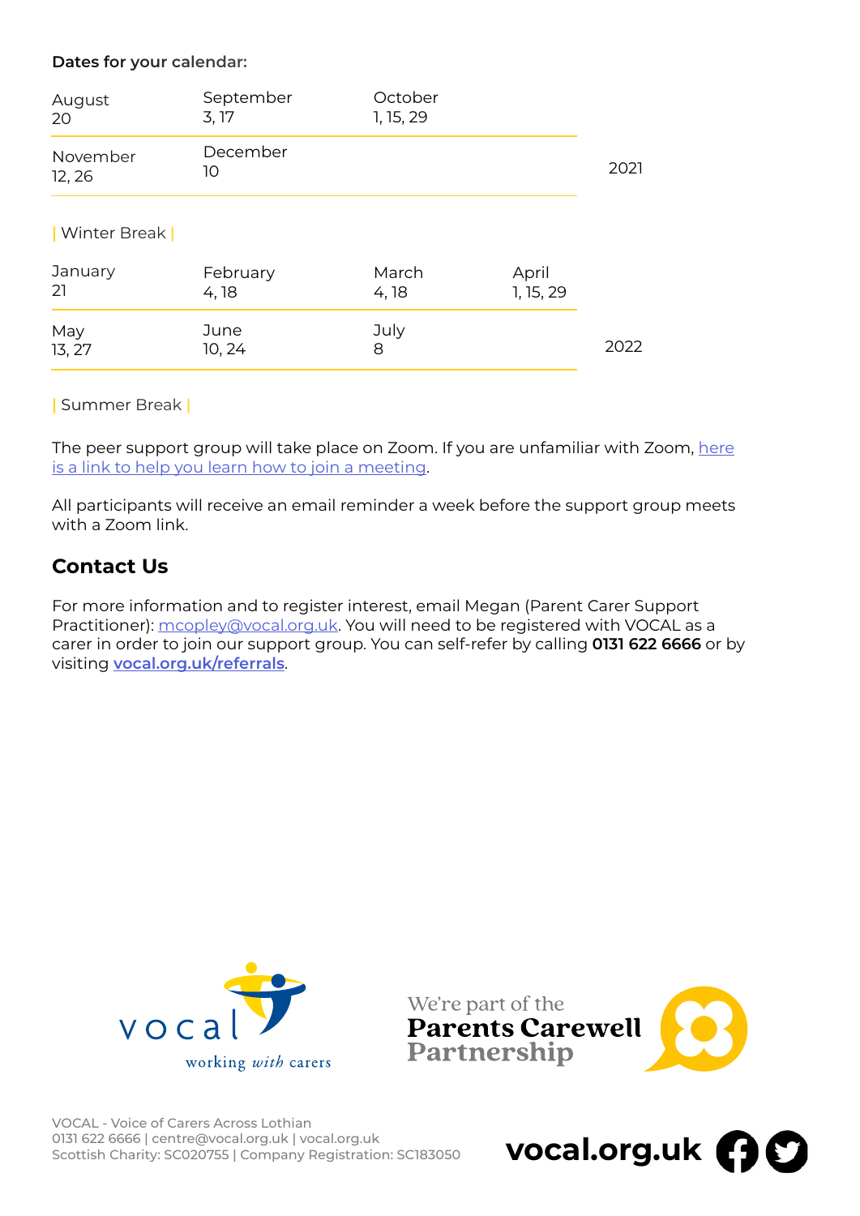**Dates for your calendar:**

| | | | | |
|---|---|---|---|---|
| August<br>20 | September<br>3, 17 | October<br>1, 15, 29 | | 2021 |
| November<br>12, 26 | December<br>10 | | | |

| Winter Break |

| | | | | |
|---|---|---|---|---|
| January<br>21 | February<br>4, 18 | March<br>4, 18 | April<br>1, 15, 29 | 2022 |
| May<br>13, 27 | June<br>10, 24 | July<br>8 | | |

| Summer Break |

The peer support group will take place on Zoom. If you are unfamiliar with Zoom, [here is a link to help you learn how to join a meeting].

All participants will receive an email reminder a week before the support group meets with a Zoom link.

## Contact Us

For more information and to register interest, email Megan (Parent Carer Support Practitioner): mcopley@vocal.org.uk. You will need to be registered with VOCAL as a carer in order to join our support group. You can self-refer by calling **0131 622 6666** or by visiting **vocal.org.uk/referrals**.

vocal working *with* carers

We're part of the **Parents Carewell Partnership**

VOCAL - Voice of Carers Across Lothian
0131 622 6666 | centre@vocal.org.uk | vocal.org.uk
Scottish Charity: SC020755 | Company Registration: SC183050

**vocal.org.uk**